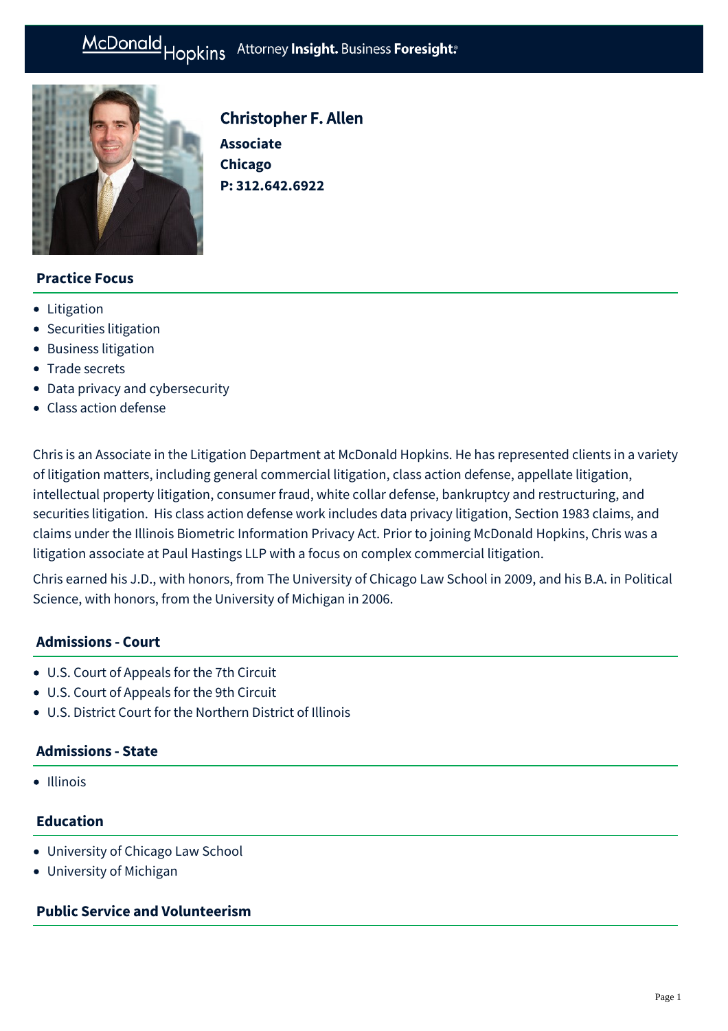McDonald Hopkins Attorney **Insight.** Business **Foresight.**

# Christopher F. Allen

**Associate**
**Chicago**
**P: 312.642.6922**

## Practice Focus

- Litigation
- Securities litigation
- Business litigation
- Trade secrets
- Data privacy and cybersecurity
- Class action defense

Chris is an Associate in the Litigation Department at McDonald Hopkins. He has represented clients in a variety of litigation matters, including general commercial litigation, class action defense, appellate litigation, intellectual property litigation, consumer fraud, white collar defense, bankruptcy and restructuring, and securities litigation. His class action defense work includes data privacy litigation, Section 1983 claims, and claims under the Illinois Biometric Information Privacy Act. Prior to joining McDonald Hopkins, Chris was a litigation associate at Paul Hastings LLP with a focus on complex commercial litigation.

Chris earned his J.D., with honors, from The University of Chicago Law School in 2009, and his B.A. in Political Science, with honors, from the University of Michigan in 2006.

## Admissions - Court

- U.S. Court of Appeals for the 7th Circuit
- U.S. Court of Appeals for the 9th Circuit
- U.S. District Court for the Northern District of Illinois

## Admissions - State

- Illinois

## Education

- University of Chicago Law School
- University of Michigan

## Public Service and Volunteerism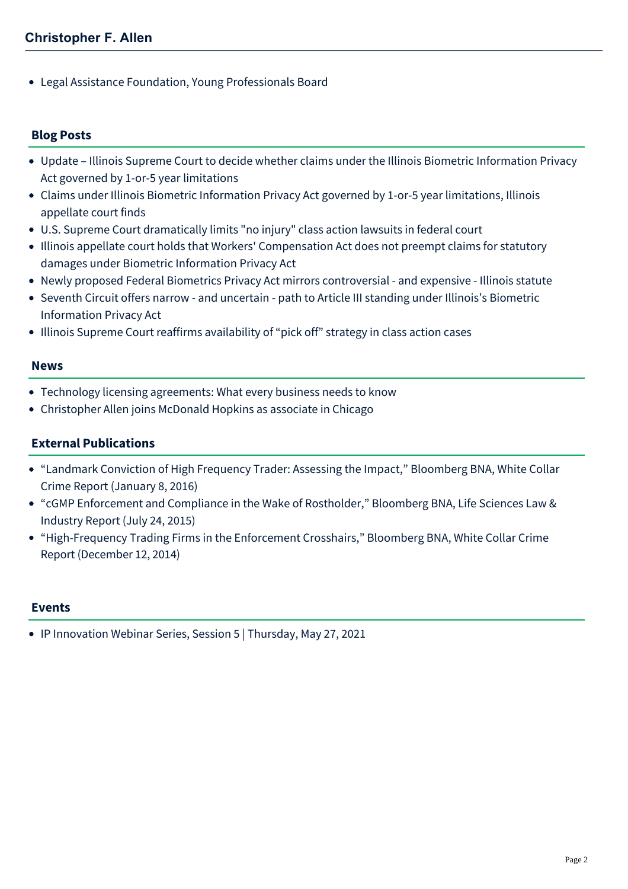- Legal Assistance Foundation, Young Professionals Board

## Blog Posts

- Update – Illinois Supreme Court to decide whether claims under the Illinois Biometric Information Privacy Act governed by 1-or-5 year limitations
- Claims under Illinois Biometric Information Privacy Act governed by 1-or-5 year limitations, Illinois appellate court finds
- U.S. Supreme Court dramatically limits "no injury" class action lawsuits in federal court
- Illinois appellate court holds that Workers' Compensation Act does not preempt claims for statutory damages under Biometric Information Privacy Act
- Newly proposed Federal Biometrics Privacy Act mirrors controversial - and expensive - Illinois statute
- Seventh Circuit offers narrow - and uncertain - path to Article III standing under Illinois's Biometric Information Privacy Act
- Illinois Supreme Court reaffirms availability of "pick off" strategy in class action cases

## News

- Technology licensing agreements: What every business needs to know
- Christopher Allen joins McDonald Hopkins as associate in Chicago

## External Publications

- "Landmark Conviction of High Frequency Trader: Assessing the Impact," Bloomberg BNA, White Collar Crime Report (January 8, 2016)
- "cGMP Enforcement and Compliance in the Wake of Rostholder," Bloomberg BNA, Life Sciences Law & Industry Report (July 24, 2015)
- "High-Frequency Trading Firms in the Enforcement Crosshairs," Bloomberg BNA, White Collar Crime Report (December 12, 2014)

## Events

- IP Innovation Webinar Series, Session 5 | Thursday, May 27, 2021